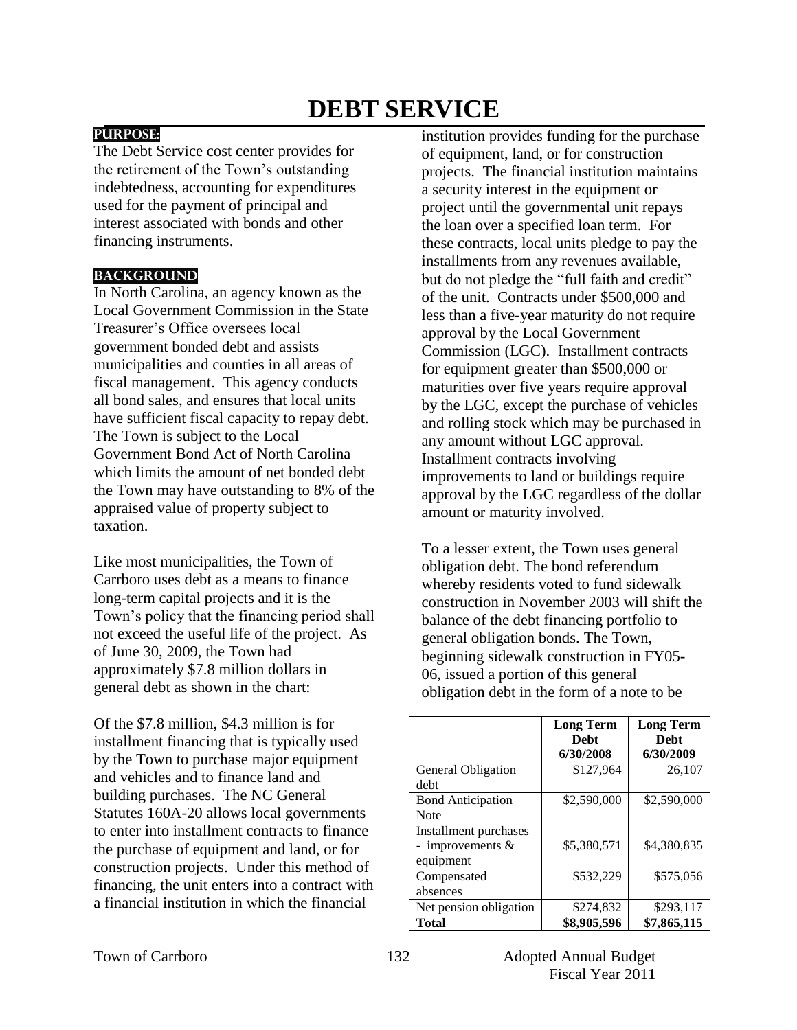# DEBT SERVICE

## PURPOSE:

The Debt Service cost center provides for the retirement of the Town's outstanding indebtedness, accounting for expenditures used for the payment of principal and interest associated with bonds and other financing instruments.

## BACKGROUND

In North Carolina, an agency known as the Local Government Commission in the State Treasurer's Office oversees local government bonded debt and assists municipalities and counties in all areas of fiscal management. This agency conducts all bond sales, and ensures that local units have sufficient fiscal capacity to repay debt. The Town is subject to the Local Government Bond Act of North Carolina which limits the amount of net bonded debt the Town may have outstanding to 8% of the appraised value of property subject to taxation.

Like most municipalities, the Town of Carrboro uses debt as a means to finance long-term capital projects and it is the Town's policy that the financing period shall not exceed the useful life of the project. As of June 30, 2009, the Town had approximately $7.8 million dollars in general debt as shown in the chart:

Of the $7.8 million, $4.3 million is for installment financing that is typically used by the Town to purchase major equipment and vehicles and to finance land and building purchases. The NC General Statutes 160A-20 allows local governments to enter into installment contracts to finance the purchase of equipment and land, or for construction projects. Under this method of financing, the unit enters into a contract with a financial institution in which the financial institution provides funding for the purchase of equipment, land, or for construction projects. The financial institution maintains a security interest in the equipment or project until the governmental unit repays the loan over a specified loan term. For these contracts, local units pledge to pay the installments from any revenues available, but do not pledge the "full faith and credit" of the unit. Contracts under $500,000 and less than a five-year maturity do not require approval by the Local Government Commission (LGC). Installment contracts for equipment greater than $500,000 or maturities over five years require approval by the LGC, except the purchase of vehicles and rolling stock which may be purchased in any amount without LGC approval. Installment contracts involving improvements to land or buildings require approval by the LGC regardless of the dollar amount or maturity involved.

To a lesser extent, the Town uses general obligation debt. The bond referendum whereby residents voted to fund sidewalk construction in November 2003 will shift the balance of the debt financing portfolio to general obligation bonds. The Town, beginning sidewalk construction in FY05-06, issued a portion of this general obligation debt in the form of a note to be

| | Long Term Debt 6/30/2008 | Long Term Debt 6/30/2009 |
|---|---|---|
| General Obligation debt | $127,964 | 26,107 |
| Bond Anticipation Note | $2,590,000 | $2,590,000 |
| Installment purchases - improvements & equipment | $5,380,571 | $4,380,835 |
| Compensated absences | $532,229 | $575,056 |
| Net pension obligation | $274,832 | $293,117 |
| **Total** | **$8,905,596** | **$7,865,115** |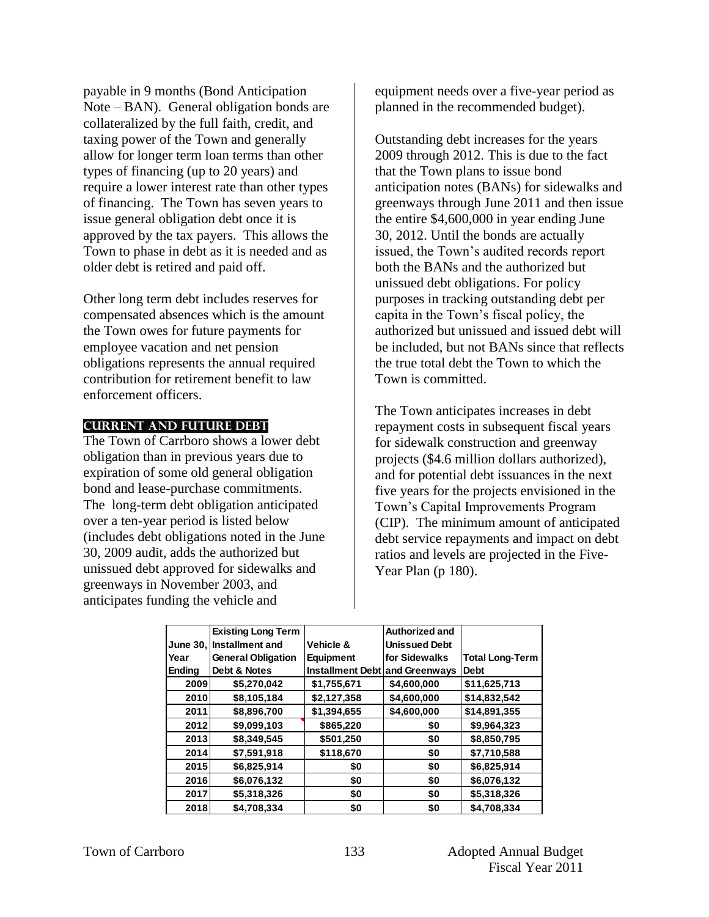payable in 9 months (Bond Anticipation Note – BAN). General obligation bonds are collateralized by the full faith, credit, and taxing power of the Town and generally allow for longer term loan terms than other types of financing (up to 20 years) and require a lower interest rate than other types of financing. The Town has seven years to issue general obligation debt once it is approved by the tax payers. This allows the Town to phase in debt as it is needed and as older debt is retired and paid off.

Other long term debt includes reserves for compensated absences which is the amount the Town owes for future payments for employee vacation and net pension obligations represents the annual required contribution for retirement benefit to law enforcement officers.

## CURRENT AND FUTURE DEBT

The Town of Carrboro shows a lower debt obligation than in previous years due to expiration of some old general obligation bond and lease-purchase commitments. The long-term debt obligation anticipated over a ten-year period is listed below (includes debt obligations noted in the June 30, 2009 audit, adds the authorized but unissued debt approved for sidewalks and greenways in November 2003, and anticipates funding the vehicle and equipment needs over a five-year period as planned in the recommended budget).

Outstanding debt increases for the years 2009 through 2012. This is due to the fact that the Town plans to issue bond anticipation notes (BANs) for sidewalks and greenways through June 2011 and then issue the entire $4,600,000 in year ending June 30, 2012. Until the bonds are actually issued, the Town's audited records report both the BANs and the authorized but unissued debt obligations. For policy purposes in tracking outstanding debt per capita in the Town's fiscal policy, the authorized but unissued and issued debt will be included, but not BANs since that reflects the true total debt the Town to which the Town is committed.

The Town anticipates increases in debt repayment costs in subsequent fiscal years for sidewalk construction and greenway projects ($4.6 million dollars authorized), and for potential debt issuances in the next five years for the projects envisioned in the Town's Capital Improvements Program (CIP). The minimum amount of anticipated debt service repayments and impact on debt ratios and levels are projected in the Five-Year Plan (p 180).

| June 30, Year Ending | Existing Long Term Installment and General Obligation Debt & Notes | Vehicle & Equipment Installment Debt | Authorized and Unissued Debt for Sidewalks and Greenways | Total Long-Term Debt |
|---|---|---|---|---|
| 2009 | $5,270,042 | $1,755,671 | $4,600,000 | $11,625,713 |
| 2010 | $8,105,184 | $2,127,358 | $4,600,000 | $14,832,542 |
| 2011 | $8,896,700 | $1,394,655 | $4,600,000 | $14,891,355 |
| 2012 | $9,099,103 | $865,220 | $0 | $9,964,323 |
| 2013 | $8,349,545 | $501,250 | $0 | $8,850,795 |
| 2014 | $7,591,918 | $118,670 | $0 | $7,710,588 |
| 2015 | $6,825,914 | $0 | $0 | $6,825,914 |
| 2016 | $6,076,132 | $0 | $0 | $6,076,132 |
| 2017 | $5,318,326 | $0 | $0 | $5,318,326 |
| 2018 | $4,708,334 | $0 | $0 | $4,708,334 |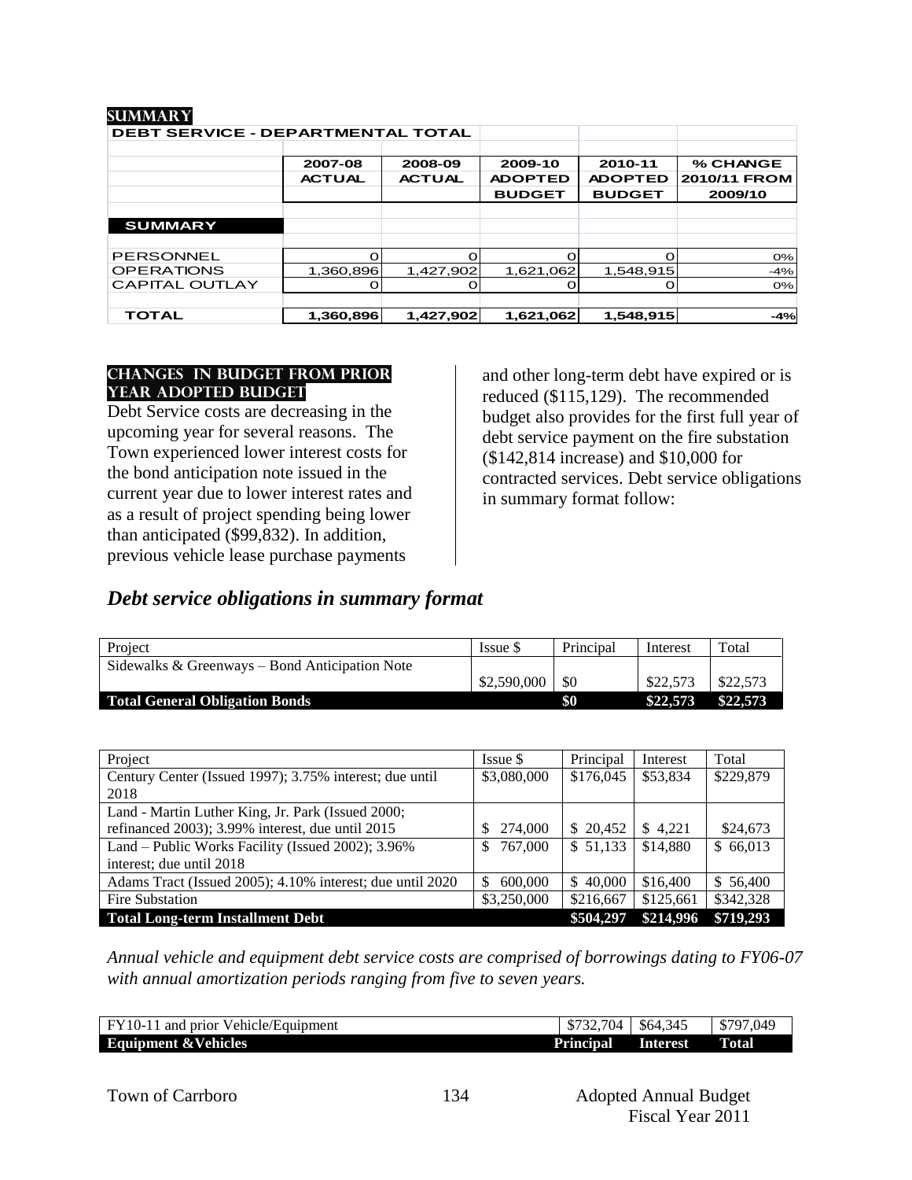## SUMMARY

| DEBT SERVICE - DEPARTMENTAL TOTAL | 2007-08 ACTUAL | 2008-09 ACTUAL | 2009-10 ADOPTED BUDGET | 2010-11 ADOPTED BUDGET | % CHANGE 2010/11 FROM 2009/10 |
|---|---|---|---|---|---|
| **SUMMARY** | | | | | |
| PERSONNEL | 0 | 0 | 0 | 0 | 0% |
| OPERATIONS | 1,360,896 | 1,427,902 | 1,621,062 | 1,548,915 | -4% |
| CAPITAL OUTLAY | 0 | 0 | 0 | 0 | 0% |
| **TOTAL** | **1,360,896** | **1,427,902** | **1,621,062** | **1,548,915** | **-4%** |

### CHANGES IN BUDGET FROM PRIOR YEAR ADOPTED BUDGET

Debt Service costs are decreasing in the upcoming year for several reasons. The Town experienced lower interest costs for the bond anticipation note issued in the current year due to lower interest rates and as a result of project spending being lower than anticipated ($99,832). In addition, previous vehicle lease purchase payments and other long-term debt have expired or is reduced ($115,129). The recommended budget also provides for the first full year of debt service payment on the fire substation ($142,814 increase) and $10,000 for contracted services. Debt service obligations in summary format follow:

## *Debt service obligations in summary format*

| Project | Issue $ | Principal | Interest | Total |
|---|---|---|---|---|
| Sidewalks & Greenways – Bond Anticipation Note | $2,590,000 | $0 | $22,573 | $22,573 |
| **Total General Obligation Bonds** | | **$0** | **$22,573** | **$22,573** |

| Project | Issue $ | Principal | Interest | Total |
|---|---|---|---|---|
| Century Center (Issued 1997); 3.75% interest; due until 2018 | $3,080,000 | $176,045 | $53,834 | $229,879 |
| Land - Martin Luther King, Jr. Park (Issued 2000; refinanced 2003); 3.99% interest, due until 2015 | $ 274,000 | $ 20,452 | $ 4,221 | $24,673 |
| Land – Public Works Facility (Issued 2002); 3.96% interest; due until 2018 | $ 767,000 | $ 51,133 | $14,880 | $ 66,013 |
| Adams Tract (Issued 2005); 4.10% interest; due until 2020 | $ 600,000 | $ 40,000 | $16,400 | $ 56,400 |
| Fire Substation | $3,250,000 | $216,667 | $125,661 | $342,328 |
| **Total Long-term Installment Debt** | | **$504,297** | **$214,996** | **$719,293** |

*Annual vehicle and equipment debt service costs are comprised of borrowings dating to FY06-07 with annual amortization periods ranging from five to seven years.*

| FY10-11 and prior Vehicle/Equipment | $732,704 | $64,345 | $797,049 |
|---|---|---|---|
| **Equipment &Vehicles** | **Principal** | **Interest** | **Total** |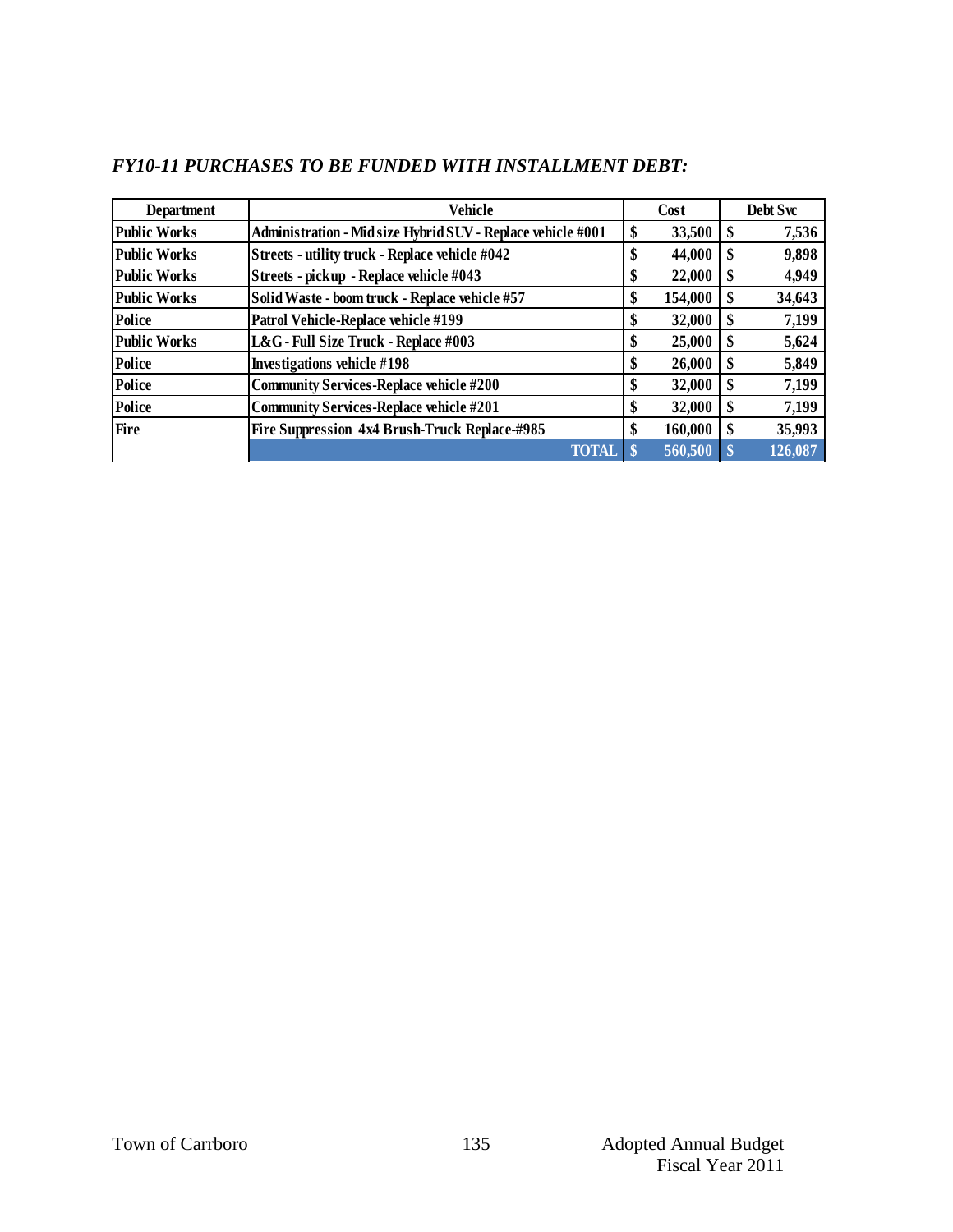*FY10-11 PURCHASES TO BE FUNDED WITH INSTALLMENT DEBT:*

| Department | Vehicle | Cost | Debt Svc |
|---|---|---|---|
| Public Works | Administration - Mid size Hybrid SUV - Replace vehicle #001 | $ 33,500 | $ 7,536 |
| Public Works | Streets - utility truck - Replace vehicle #042 | $ 44,000 | $ 9,898 |
| Public Works | Streets - pickup - Replace vehicle #043 | $ 22,000 | $ 4,949 |
| Public Works | Solid Waste - boom truck - Replace vehicle #57 | $ 154,000 | $ 34,643 |
| Police | Patrol Vehicle-Replace vehicle #199 | $ 32,000 | $ 7,199 |
| Public Works | L&G - Full Size Truck - Replace #003 | $ 25,000 | $ 5,624 |
| Police | Investigations vehicle #198 | $ 26,000 | $ 5,849 |
| Police | Community Services-Replace vehicle #200 | $ 32,000 | $ 7,199 |
| Police | Community Services-Replace vehicle #201 | $ 32,000 | $ 7,199 |
| Fire | Fire Suppression 4x4 Brush-Truck Replace-#985 | $ 160,000 | $ 35,993 |
| | TOTAL | $ 560,500 | $ 126,087 |